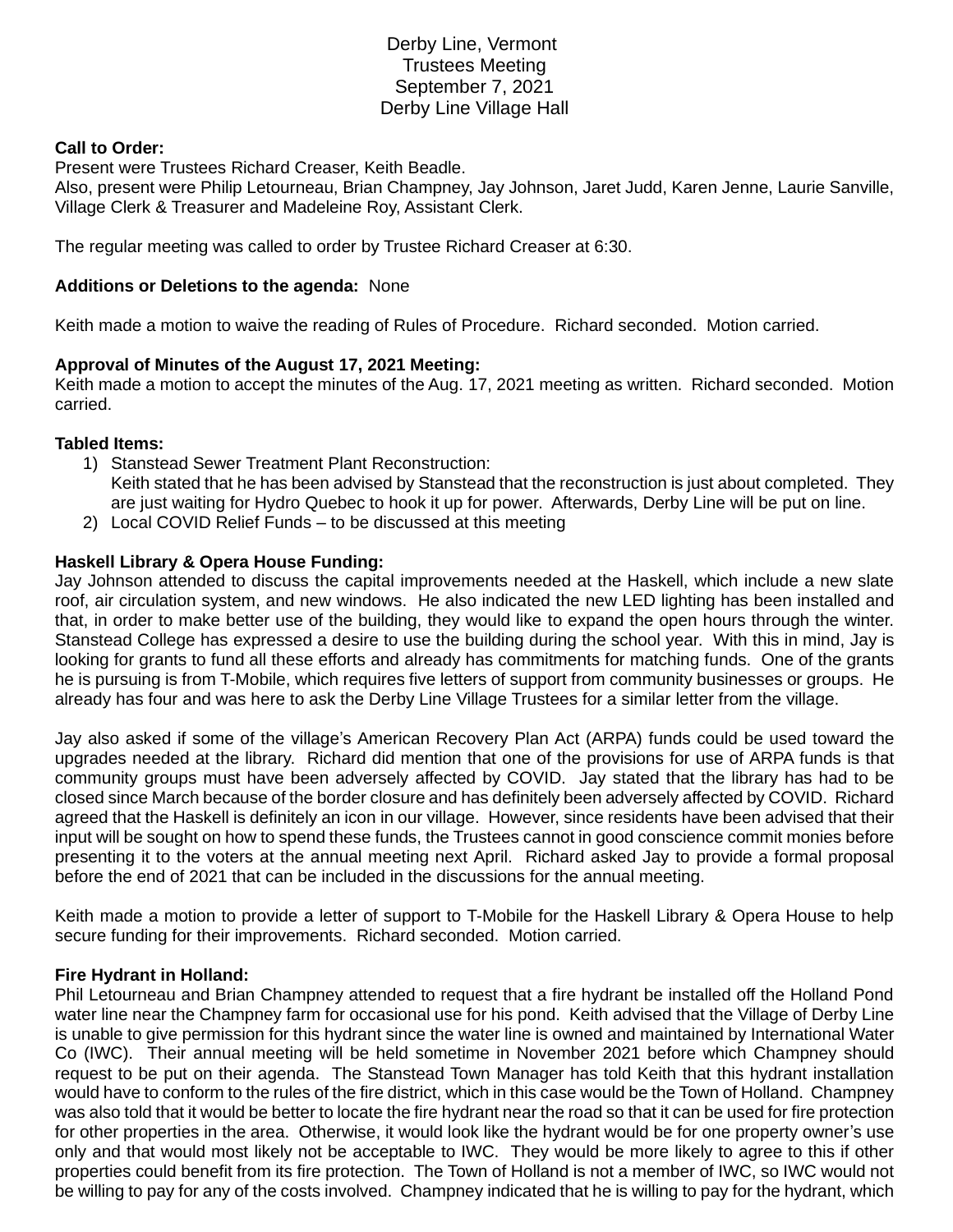Derby Line, Vermont
Trustees Meeting
September 7, 2021
Derby Line Village Hall

**Call to Order:**
Present were Trustees Richard Creaser, Keith Beadle.
Also, present were Philip Letourneau, Brian Champney, Jay Johnson, Jaret Judd, Karen Jenne, Laurie Sanville, Village Clerk & Treasurer and Madeleine Roy, Assistant Clerk.

The regular meeting was called to order by Trustee Richard Creaser at 6:30.

**Additions or Deletions to the agenda:** None

Keith made a motion to waive the reading of Rules of Procedure. Richard seconded. Motion carried.

**Approval of Minutes of the August 17, 2021 Meeting:**
Keith made a motion to accept the minutes of the Aug. 17, 2021 meeting as written. Richard seconded. Motion carried.

**Tabled Items:**

1) Stanstead Sewer Treatment Plant Reconstruction:
   Keith stated that he has been advised by Stanstead that the reconstruction is just about completed. They are just waiting for Hydro Quebec to hook it up for power. Afterwards, Derby Line will be put on line.
2) Local COVID Relief Funds – to be discussed at this meeting

**Haskell Library & Opera House Funding:**
Jay Johnson attended to discuss the capital improvements needed at the Haskell, which include a new slate roof, air circulation system, and new windows. He also indicated the new LED lighting has been installed and that, in order to make better use of the building, they would like to expand the open hours through the winter. Stanstead College has expressed a desire to use the building during the school year. With this in mind, Jay is looking for grants to fund all these efforts and already has commitments for matching funds. One of the grants he is pursuing is from T-Mobile, which requires five letters of support from community businesses or groups. He already has four and was here to ask the Derby Line Village Trustees for a similar letter from the village.

Jay also asked if some of the village's American Recovery Plan Act (ARPA) funds could be used toward the upgrades needed at the library. Richard did mention that one of the provisions for use of ARPA funds is that community groups must have been adversely affected by COVID. Jay stated that the library has had to be closed since March because of the border closure and has definitely been adversely affected by COVID. Richard agreed that the Haskell is definitely an icon in our village. However, since residents have been advised that their input will be sought on how to spend these funds, the Trustees cannot in good conscience commit monies before presenting it to the voters at the annual meeting next April. Richard asked Jay to provide a formal proposal before the end of 2021 that can be included in the discussions for the annual meeting.

Keith made a motion to provide a letter of support to T-Mobile for the Haskell Library & Opera House to help secure funding for their improvements. Richard seconded. Motion carried.

**Fire Hydrant in Holland:**
Phil Letourneau and Brian Champney attended to request that a fire hydrant be installed off the Holland Pond water line near the Champney farm for occasional use for his pond. Keith advised that the Village of Derby Line is unable to give permission for this hydrant since the water line is owned and maintained by International Water Co (IWC). Their annual meeting will be held sometime in November 2021 before which Champney should request to be put on their agenda. The Stanstead Town Manager has told Keith that this hydrant installation would have to conform to the rules of the fire district, which in this case would be the Town of Holland. Champney was also told that it would be better to locate the fire hydrant near the road so that it can be used for fire protection for other properties in the area. Otherwise, it would look like the hydrant would be for one property owner's use only and that would most likely not be acceptable to IWC. They would be more likely to agree to this if other properties could benefit from its fire protection. The Town of Holland is not a member of IWC, so IWC would not be willing to pay for any of the costs involved. Champney indicated that he is willing to pay for the hydrant, which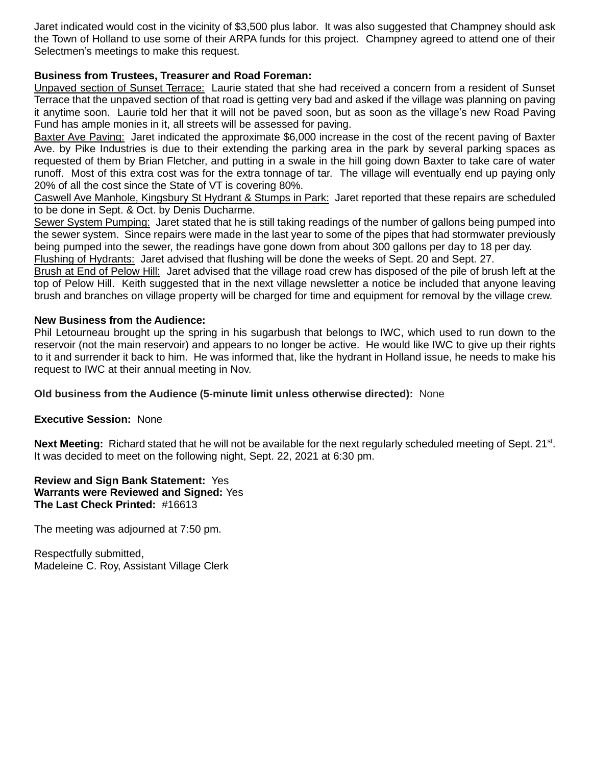Jaret indicated would cost in the vicinity of $3,500 plus labor. It was also suggested that Champney should ask the Town of Holland to use some of their ARPA funds for this project. Champney agreed to attend one of their Selectmen's meetings to make this request.

**Business from Trustees, Treasurer and Road Foreman:**

<u>Unpaved section of Sunset Terrace:</u> Laurie stated that she had received a concern from a resident of Sunset Terrace that the unpaved section of that road is getting very bad and asked if the village was planning on paving it anytime soon. Laurie told her that it will not be paved soon, but as soon as the village's new Road Paving Fund has ample monies in it, all streets will be assessed for paving.

<u>Baxter Ave Paving:</u> Jaret indicated the approximate $6,000 increase in the cost of the recent paving of Baxter Ave. by Pike Industries is due to their extending the parking area in the park by several parking spaces as requested of them by Brian Fletcher, and putting in a swale in the hill going down Baxter to take care of water runoff. Most of this extra cost was for the extra tonnage of tar. The village will eventually end up paying only 20% of all the cost since the State of VT is covering 80%.

<u>Caswell Ave Manhole, Kingsbury St Hydrant & Stumps in Park:</u> Jaret reported that these repairs are scheduled to be done in Sept. & Oct. by Denis Ducharme.

<u>Sewer System Pumping:</u> Jaret stated that he is still taking readings of the number of gallons being pumped into the sewer system. Since repairs were made in the last year to some of the pipes that had stormwater previously being pumped into the sewer, the readings have gone down from about 300 gallons per day to 18 per day.

<u>Flushing of Hydrants:</u> Jaret advised that flushing will be done the weeks of Sept. 20 and Sept. 27.

<u>Brush at End of Pelow Hill:</u> Jaret advised that the village road crew has disposed of the pile of brush left at the top of Pelow Hill. Keith suggested that in the next village newsletter a notice be included that anyone leaving brush and branches on village property will be charged for time and equipment for removal by the village crew.

**New Business from the Audience:**

Phil Letourneau brought up the spring in his sugarbush that belongs to IWC, which used to run down to the reservoir (not the main reservoir) and appears to no longer be active. He would like IWC to give up their rights to it and surrender it back to him. He was informed that, like the hydrant in Holland issue, he needs to make his request to IWC at their annual meeting in Nov.

**Old business from the Audience (5-minute limit unless otherwise directed):** None

**Executive Session:** None

**Next Meeting:** Richard stated that he will not be available for the next regularly scheduled meeting of Sept. 21st. It was decided to meet on the following night, Sept. 22, 2021 at 6:30 pm.

**Review and Sign Bank Statement:** Yes
**Warrants were Reviewed and Signed:** Yes
**The Last Check Printed:** #16613

The meeting was adjourned at 7:50 pm.

Respectfully submitted,
Madeleine C. Roy, Assistant Village Clerk